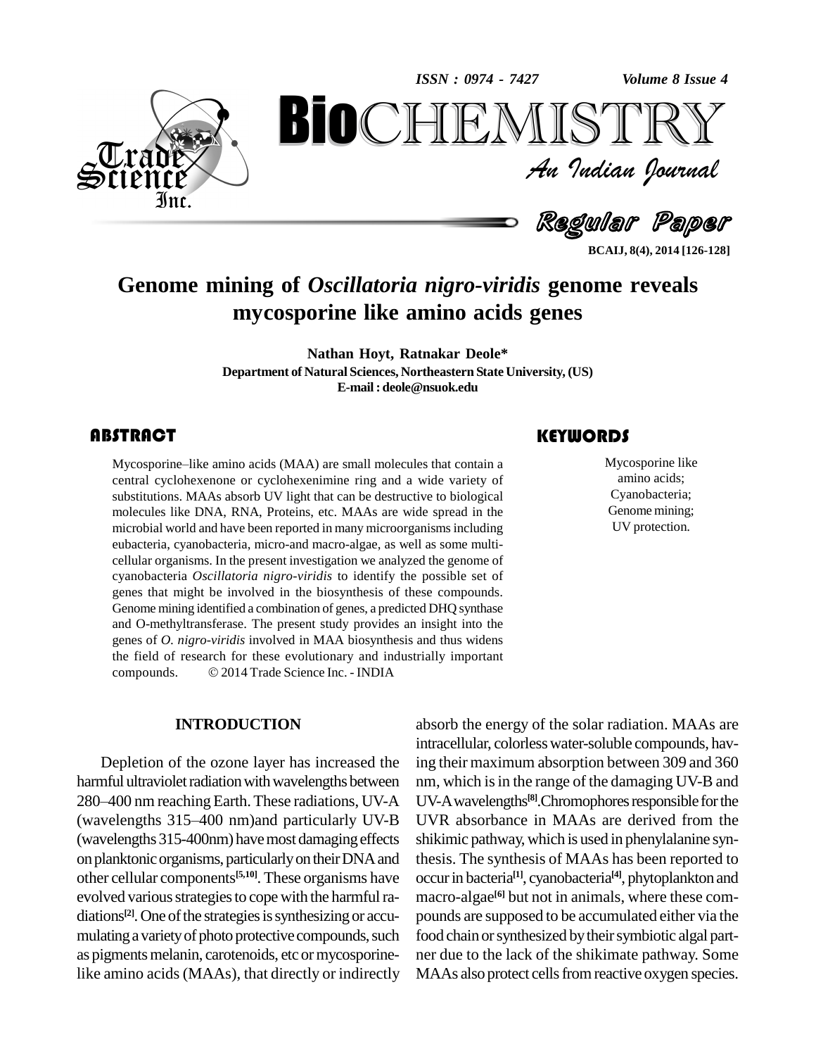# Genome mining of *Oscillatoria nigro-viridis* genome reveals mycosporine like amino acids genes

**Nathan Hoyt, Ratnakar Deole***

**Department of Natural Sciences, Northeastern State University, (US)**

**E-mail : deole@nsuok.edu**

## ABSTRACT

Mycosporine–like amino acids (MAA) are small molecules that contain a central cyclohexenone or cyclohexenimine ring and a wide variety of substitutions. MAAs absorb UV light that can be destructive to biological molecules like DNA, RNA, Proteins, etc. MAAs are wide spread in the microbial world and have been reported in many microorganisms including eubacteria, cyanobacteria, micro-and macro-algae, as well as some multi-cellular organisms. In the present investigation we analyzed the genome of cyanobacteria *Oscillatoria nigro-viridis* to identify the possible set of genes that might be involved in the biosynthesis of these compounds. Genome mining identified a combination of genes, a predicted DHQ synthase and O-methyltransferase. The present study provides an insight into the genes of *O. nigro-viridis* involved in MAA biosynthesis and thus widens the field of research for these evolutionary and industrially important compounds. © 2014 Trade Science Inc. - INDIA

## KEYWORDS

Mycosporine like amino acids;
Cyanobacteria;
Genome mining;
UV protection.

## INTRODUCTION

Depletion of the ozone layer has increased the harmful ultraviolet radiation with wavelengths between 280–400 nm reaching Earth. These radiations, UV-A (wavelengths 315–400 nm)and particularly UV-B (wavelengths 315-400nm) have most damaging effects on planktonic organisms, particularly on their DNA and other cellular components[5,10]. These organisms have evolved various strategies to cope with the harmful radiations[2]. One of the strategies is synthesizing or accumulating a variety of photo protective compounds, such as pigments melanin, carotenoids, etc or mycosporine-like amino acids (MAAs), that directly or indirectly absorb the energy of the solar radiation. MAAs are intracellular, colorless water-soluble compounds, having their maximum absorption between 309 and 360 nm, which is in the range of the damaging UV-B and UV-A wavelengths[8].Chromophores responsible for the UVR absorbance in MAAs are derived from the shikimic pathway, which is used in phenylalanine synthesis. The synthesis of MAAs has been reported to occur in bacteria[1], cyanobacteria[4], phytoplankton and macro-algae[6] but not in animals, where these compounds are supposed to be accumulated either via the food chain or synthesized by their symbiotic algal partner due to the lack of the shikimate pathway. Some MAAs also protect cells from reactive oxygen species.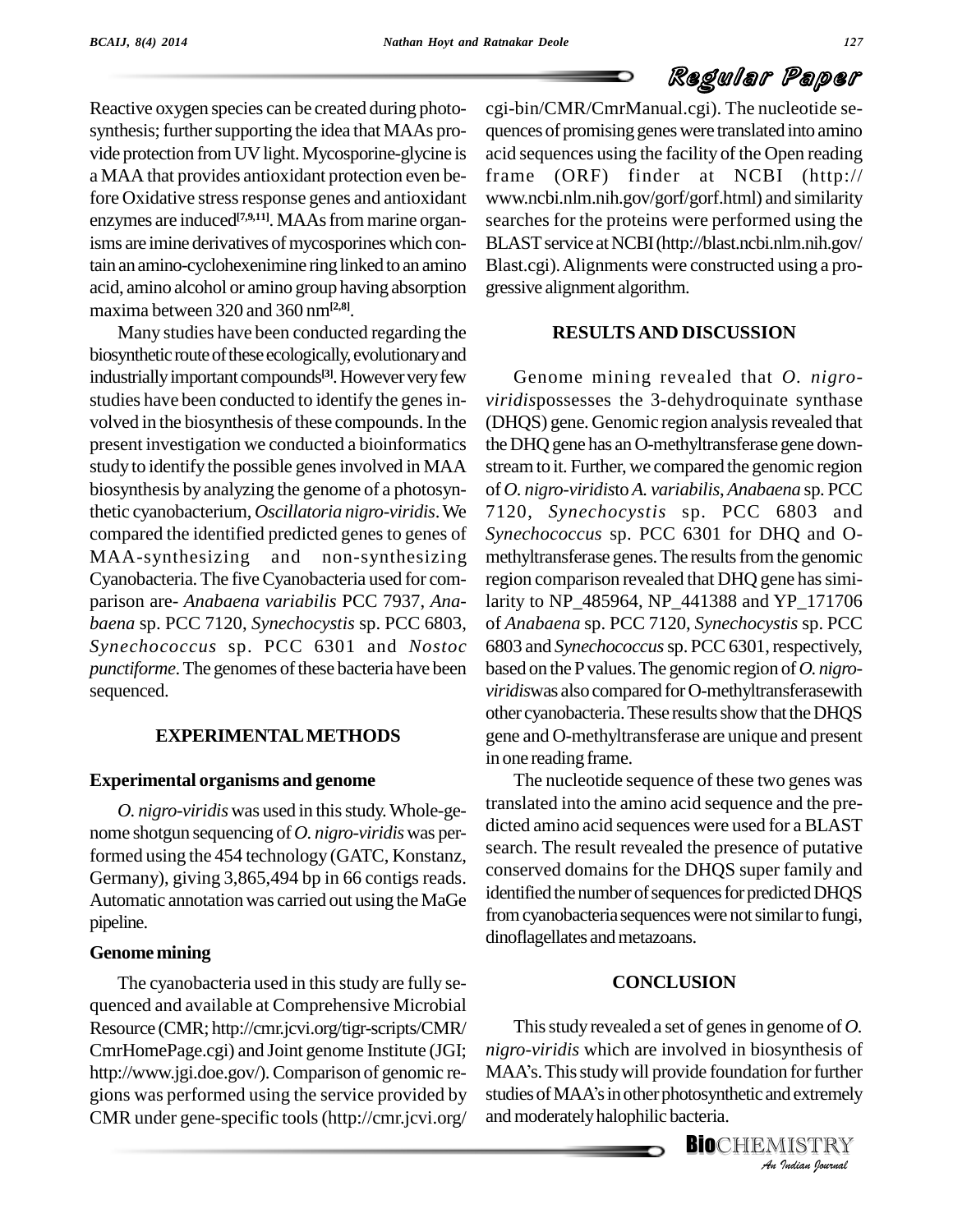Reactive oxygen species can be created during photosynthesis; further supporting the idea that MAAs provide protection from UV light. Mycosporine-glycine is a MAA that provides antioxidant protection even before Oxidative stress response genes and antioxidant enzymes are induced[7,9,11]. MAAs from marine organisms are imine derivatives of mycosporines which contain an amino-cyclohexenimine ring linked to an amino acid, amino alcohol or amino group having absorption maxima between 320 and 360 nm[2,8].

Many studies have been conducted regarding the biosynthetic route of these ecologically, evolutionary and industrially important compounds[3]. However very few studies have been conducted to identify the genes involved in the biosynthesis of these compounds. In the present investigation we conducted a bioinformatics study to identify the possible genes involved in MAA biosynthesis by analyzing the genome of a photosynthetic cyanobacterium, *Oscillatoria nigro-viridis*. We compared the identified predicted genes to genes of MAA-synthesizing and non-synthesizing Cyanobacteria. The five Cyanobacteria used for comparison are- *Anabaena variabilis* PCC 7937, *Anabaena* sp. PCC 7120, *Synechocystis* sp. PCC 6803, *Synechococcus* sp. PCC 6301 and *Nostoc punctiforme*. The genomes of these bacteria have been sequenced.

## EXPERIMENTAL METHODS

### Experimental organisms and genome

*O. nigro-viridis* was used in this study. Whole-genome shotgun sequencing of *O. nigro-viridis* was performed using the 454 technology (GATC, Konstanz, Germany), giving 3,865,494 bp in 66 contigs reads. Automatic annotation was carried out using the MaGe pipeline.

### Genome mining

The cyanobacteria used in this study are fully sequenced and available at Comprehensive Microbial Resource (CMR; http://cmr.jcvi.org/tigr-scripts/CMR/CmrHomePage.cgi) and Joint genome Institute (JGI; http://www.jgi.doe.gov/). Comparison of genomic regions was performed using the service provided by CMR under gene-specific tools (http://cmr.jcvi.org/cgi-bin/CMR/CmrManual.cgi). The nucleotide sequences of promising genes were translated into amino acid sequences using the facility of the Open reading frame (ORF) finder at NCBI (http://www.ncbi.nlm.nih.gov/gorf/gorf.html) and similarity searches for the proteins were performed using the BLAST service at NCBI (http://blast.ncbi.nlm.nih.gov/Blast.cgi). Alignments were constructed using a progressive alignment algorithm.

## RESULTS AND DISCUSSION

Genome mining revealed that *O. nigro-viridis*possesses the 3-dehydroquinate synthase (DHQS) gene. Genomic region analysis revealed that the DHQ gene has an O-methyltransferase gene downstream to it. Further, we compared the genomic region of *O. nigro-viridis*to *A. variabilis*, *Anabaena* sp. PCC 7120, *Synechocystis* sp. PCC 6803 and *Synechococcus* sp. PCC 6301 for DHQ and O-methyltransferase genes. The results from the genomic region comparison revealed that DHQ gene has similarity to NP_485964, NP_441388 and YP_171706 of *Anabaena* sp. PCC 7120, *Synechocystis* sp. PCC 6803 and *Synechococcus* sp. PCC 6301, respectively, based on the P values. The genomic region of *O. nigro-viridis*was also compared for O-methyltransferasewith other cyanobacteria. These results show that the DHQS gene and O-methyltransferase are unique and present in one reading frame.

The nucleotide sequence of these two genes was translated into the amino acid sequence and the predicted amino acid sequences were used for a BLAST search. The result revealed the presence of putative conserved domains for the DHQS super family and identified the number of sequences for predicted DHQS from cyanobacteria sequences were not similar to fungi, dinoflagellates and metazoans.

## CONCLUSION

This study revealed a set of genes in genome of *O. nigro-viridis* which are involved in biosynthesis of MAA's. This study will provide foundation for further studies of MAA's in other photosynthetic and extremely and moderately halophilic bacteria.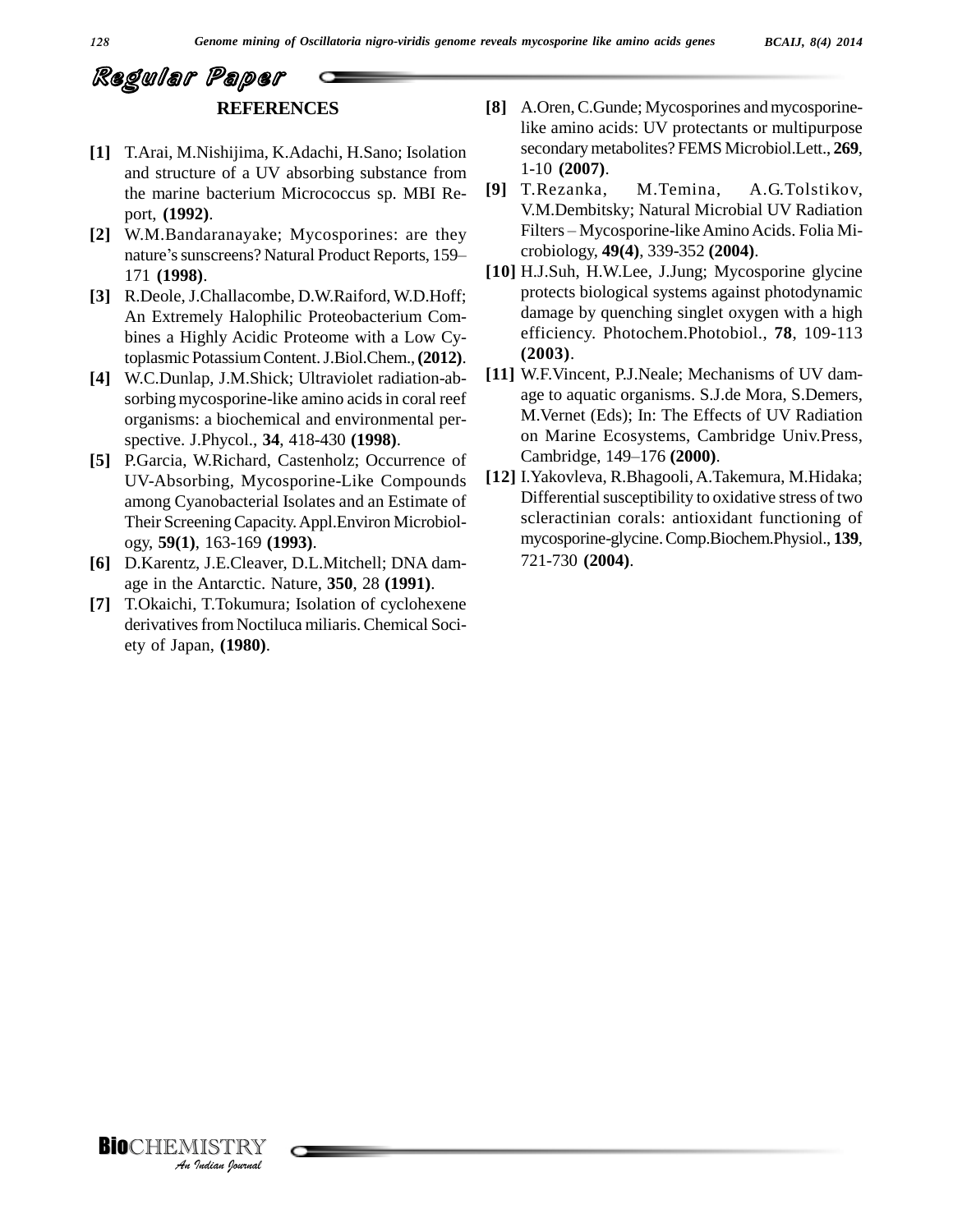## REFERENCES

**[1]** T.Arai, M.Nishijima, K.Adachi, H.Sano; Isolation and structure of a UV absorbing substance from the marine bacterium Micrococcus sp. MBI Report, **(1992)**.

**[2]** W.M.Bandaranayake; Mycosporines: are they nature's sunscreens? Natural Product Reports, 159–171 **(1998)**.

**[3]** R.Deole, J.Challacombe, D.W.Raiford, W.D.Hoff; An Extremely Halophilic Proteobacterium Combines a Highly Acidic Proteome with a Low Cytoplasmic Potassium Content. J.Biol.Chem., **(2012)**.

**[4]** W.C.Dunlap, J.M.Shick; Ultraviolet radiation-absorbing mycosporine-like amino acids in coral reef organisms: a biochemical and environmental perspective. J.Phycol., **34**, 418-430 **(1998)**.

**[5]** P.Garcia, W.Richard, Castenholz; Occurrence of UV-Absorbing, Mycosporine-Like Compounds among Cyanobacterial Isolates and an Estimate of Their Screening Capacity. Appl.Environ Microbiology, **59(1)**, 163-169 **(1993)**.

**[6]** D.Karentz, J.E.Cleaver, D.L.Mitchell; DNA damage in the Antarctic. Nature, **350**, 28 **(1991)**.

**[7]** T.Okaichi, T.Tokumura; Isolation of cyclohexene derivatives from Noctiluca miliaris. Chemical Society of Japan, **(1980)**.

**[8]** A.Oren, C.Gunde; Mycosporines and mycosporine-like amino acids: UV protectants or multipurpose secondary metabolites? FEMS Microbiol.Lett., **269**, 1-10 **(2007)**.

**[9]** T.Rezanka, M.Temina, A.G.Tolstikov, V.M.Dembitsky; Natural Microbial UV Radiation Filters – Mycosporine-like Amino Acids. Folia Microbiology, **49(4)**, 339-352 **(2004)**.

**[10]** H.J.Suh, H.W.Lee, J.Jung; Mycosporine glycine protects biological systems against photodynamic damage by quenching singlet oxygen with a high efficiency. Photochem.Photobiol., **78**, 109-113 **(2003)**.

**[11]** W.F.Vincent, P.J.Neale; Mechanisms of UV damage to aquatic organisms. S.J.de Mora, S.Demers, M.Vernet (Eds); In: The Effects of UV Radiation on Marine Ecosystems, Cambridge Univ.Press, Cambridge, 149–176 **(2000)**.

**[12]** I.Yakovleva, R.Bhagooli, A.Takemura, M.Hidaka; Differential susceptibility to oxidative stress of two scleractinian corals: antioxidant functioning of mycosporine-glycine. Comp.Biochem.Physiol., **139**, 721-730 **(2004)**.